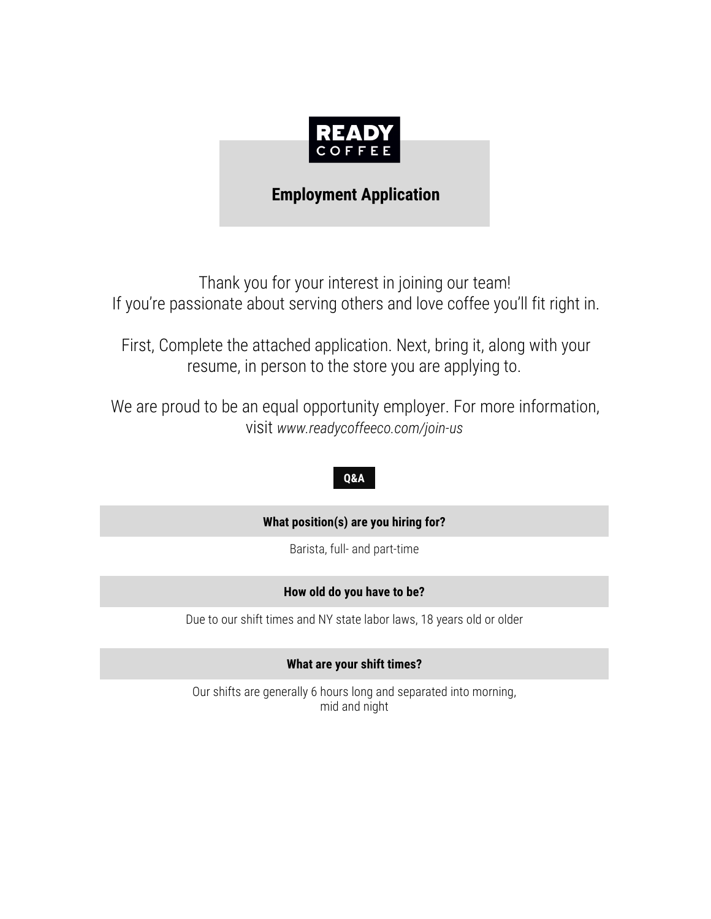**READY**
**COFFEE**

# Employment Application

Thank you for your interest in joining our team!
If you're passionate about serving others and love coffee you'll fit right in.

First, Complete the attached application. Next, bring it, along with your resume, in person to the store you are applying to.

We are proud to be an equal opportunity employer. For more information, visit *www.readycoffeeco.com/join-us*

## Q&A

**What position(s) are you hiring for?**

Barista, full- and part-time

**How old do you have to be?**

Due to our shift times and NY state labor laws, 18 years old or older

**What are your shift times?**

Our shifts are generally 6 hours long and separated into morning, mid and night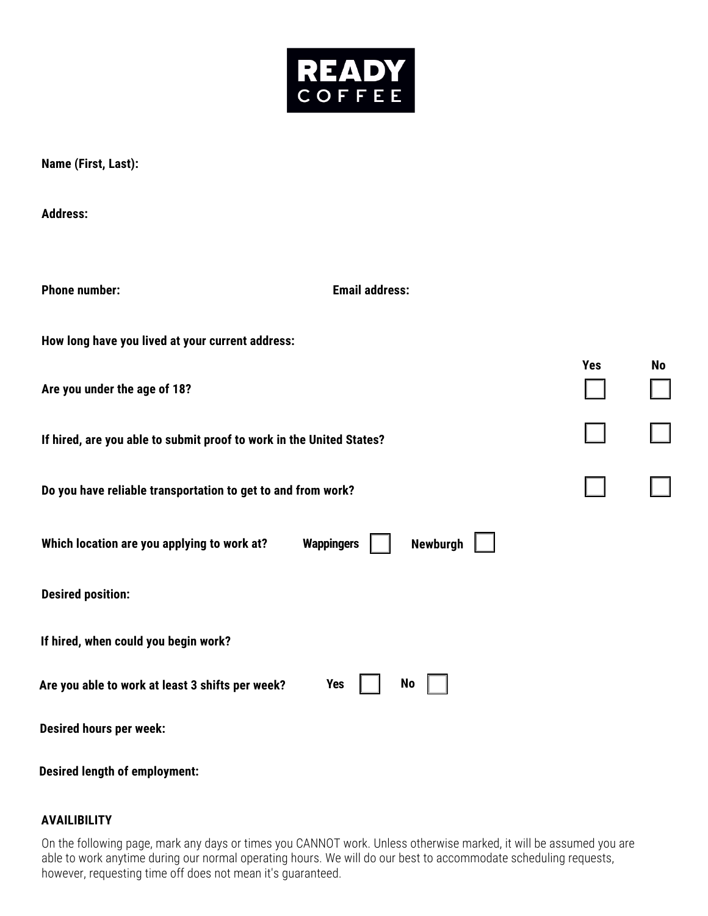# READY COFFEE

**Name (First, Last):**

**Address:**

**Phone number:** **Email address:**

**How long have you lived at your current address:**

| | Yes | No |
|---|---|---|
| **Are you under the age of 18?** | ☐ | ☐ |
| **If hired, are you able to submit proof to work in the United States?** | ☐ | ☐ |
| **Do you have reliable transportation to get to and from work?** | ☐ | ☐ |

**Which location are you applying to work at?** **Wappingers** ☐ **Newburgh** ☐

**Desired position:**

**If hired, when could you begin work?**

**Are you able to work at least 3 shifts per week?** **Yes** ☐ **No** ☐

**Desired hours per week:**

**Desired length of employment:**

**AVAILIBILITY**

On the following page, mark any days or times you CANNOT work. Unless otherwise marked, it will be assumed you are able to work anytime during our normal operating hours. We will do our best to accommodate scheduling requests, however, requesting time off does not mean it's guaranteed.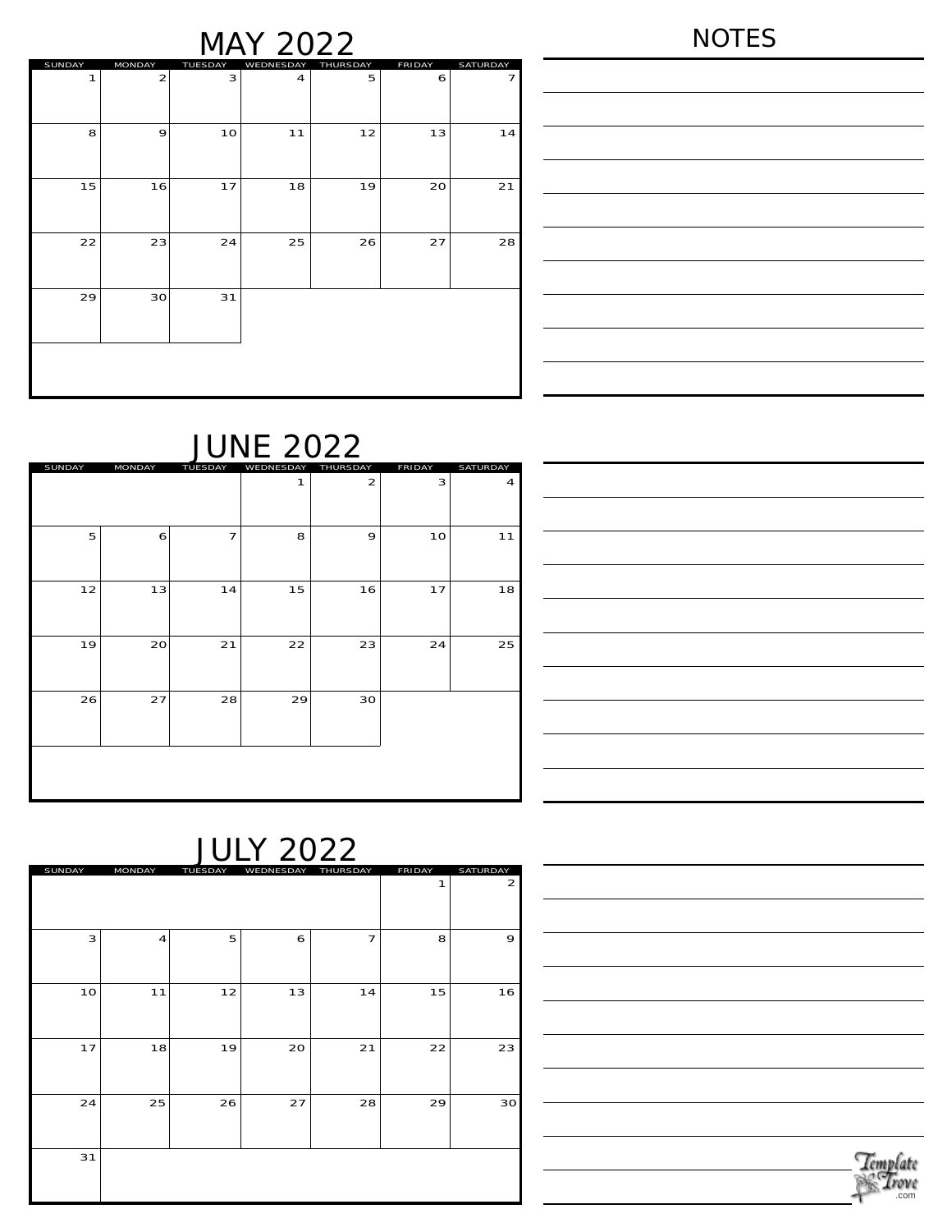# MAY 2022

| SUNDAY | MONDAY | TUESDAY | WEDNESDAY | THURSDAY | FRIDAY | SATURDAY |
| --- | --- | --- | --- | --- | --- | --- |
| 1 | 2 | 3 | 4 | 5 | 6 | 7 |
| 8 | 9 | 10 | 11 | 12 | 13 | 14 |
| 15 | 16 | 17 | 18 | 19 | 20 | 21 |
| 22 | 23 | 24 | 25 | 26 | 27 | 28 |
| 29 | 30 | 31 | | | | |

# NOTES

# JUNE 2022

| SUNDAY | MONDAY | TUESDAY | WEDNESDAY | THURSDAY | FRIDAY | SATURDAY |
| --- | --- | --- | --- | --- | --- | --- |
| | | | 1 | 2 | 3 | 4 |
| 5 | 6 | 7 | 8 | 9 | 10 | 11 |
| 12 | 13 | 14 | 15 | 16 | 17 | 18 |
| 19 | 20 | 21 | 22 | 23 | 24 | 25 |
| 26 | 27 | 28 | 29 | 30 | | |

# JULY 2022

| SUNDAY | MONDAY | TUESDAY | WEDNESDAY | THURSDAY | FRIDAY | SATURDAY |
| --- | --- | --- | --- | --- | --- | --- |
| | | | | | 1 | 2 |
| 3 | 4 | 5 | 6 | 7 | 8 | 9 |
| 10 | 11 | 12 | 13 | 14 | 15 | 16 |
| 17 | 18 | 19 | 20 | 21 | 22 | 23 |
| 24 | 25 | 26 | 27 | 28 | 29 | 30 |
| 31 | | | | | | |

Template Trove .com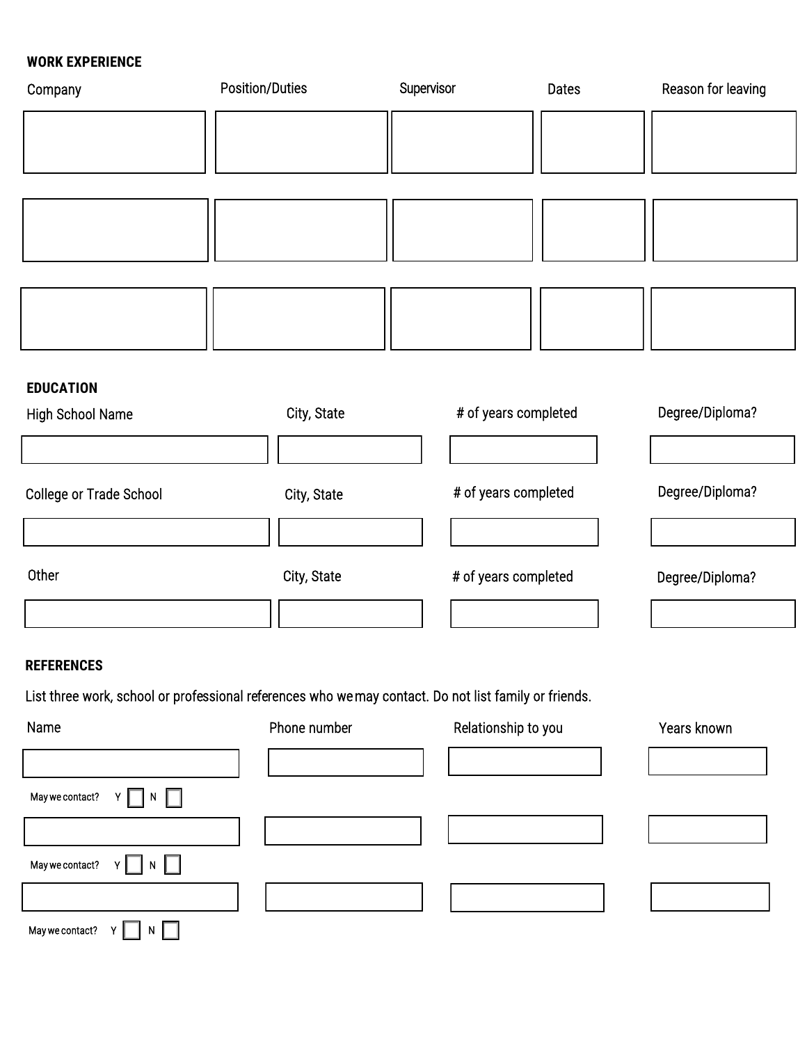## WORK EXPERIENCE

| Company | Position/Duties | Supervisor | Dates | Reason for leaving |
| --- | --- | --- | --- | --- |
| | | | | |
| | | | | |
| | | | | |

## EDUCATION

| High School Name | City, State | # of years completed | Degree/Diploma? |
| --- | --- | --- | --- |
| | | | |

| College or Trade School | City, State | # of years completed | Degree/Diploma? |
| --- | --- | --- | --- |
| | | | |

| Other | City, State | # of years completed | Degree/Diploma? |
| --- | --- | --- | --- |
| | | | |

## REFERENCES

List three work, school or professional references who we may contact. Do not list family or friends.

| Name | Phone number | Relationship to you | Years known |
| --- | --- | --- | --- |
| | | | |

May we contact? Y ☐ N ☐

| Name | Phone number | Relationship to you | Years known |
| --- | --- | --- | --- |
| | | | |

May we contact? Y ☐ N ☐

| Name | Phone number | Relationship to you | Years known |
| --- | --- | --- | --- |
| | | | |

May we contact? Y ☐ N ☐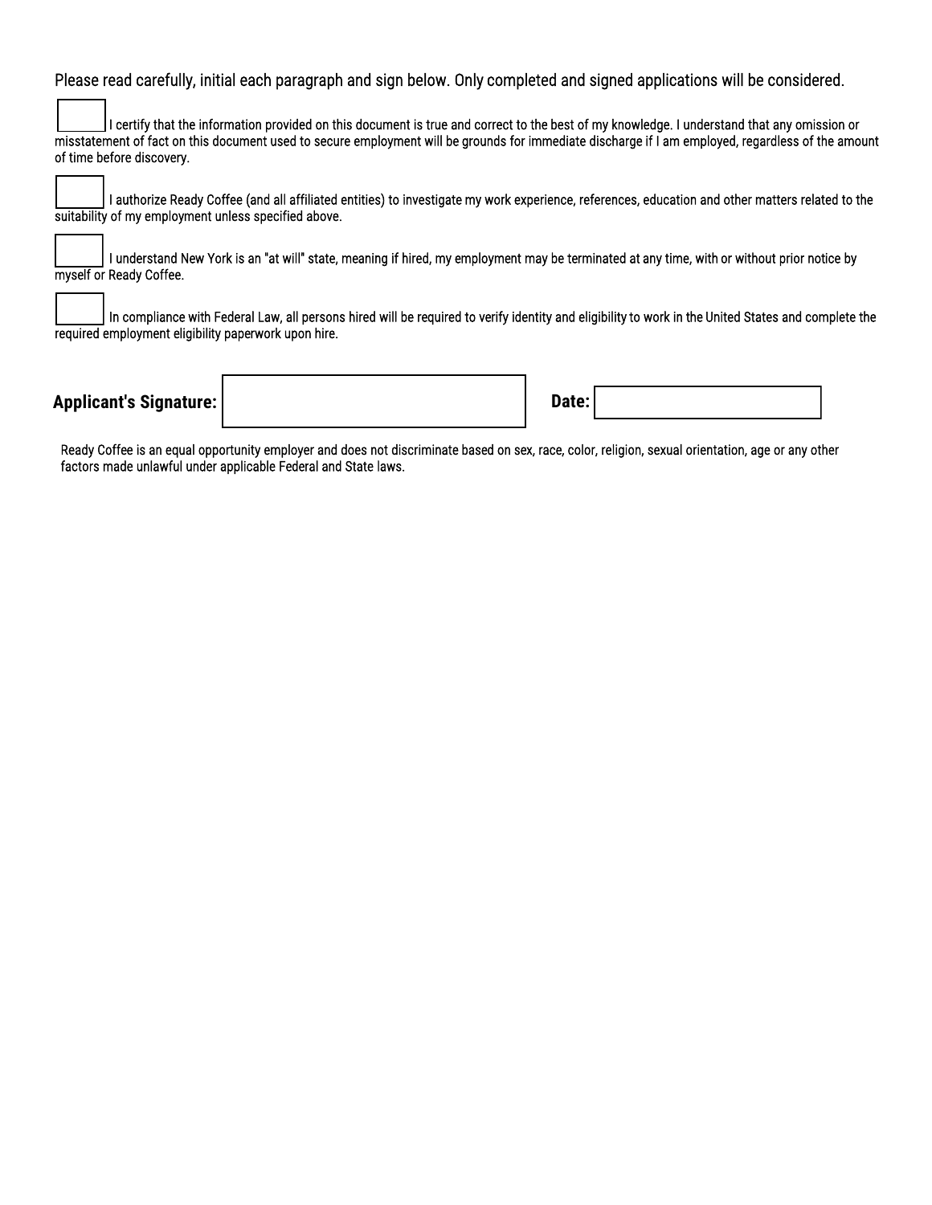Please read carefully, initial each paragraph and sign below. Only completed and signed applications will be considered.

☐ I certify that the information provided on this document is true and correct to the best of my knowledge. I understand that any omission or misstatement of fact on this document used to secure employment will be grounds for immediate discharge if I am employed, regardless of the amount of time before discovery.

☐ I authorize Ready Coffee (and all affiliated entities) to investigate my work experience, references, education and other matters related to the suitability of my employment unless specified above.

☐ I understand New York is an "at will" state, meaning if hired, my employment may be terminated at any time, with or without prior notice by myself or Ready Coffee.

☐ In compliance with Federal Law, all persons hired will be required to verify identity and eligibility to work in the United States and complete the required employment eligibility paperwork upon hire.

**Applicant's Signature:** ____________________ **Date:** ____________________

Ready Coffee is an equal opportunity employer and does not discriminate based on sex, race, color, religion, sexual orientation, age or any other factors made unlawful under applicable Federal and State laws.